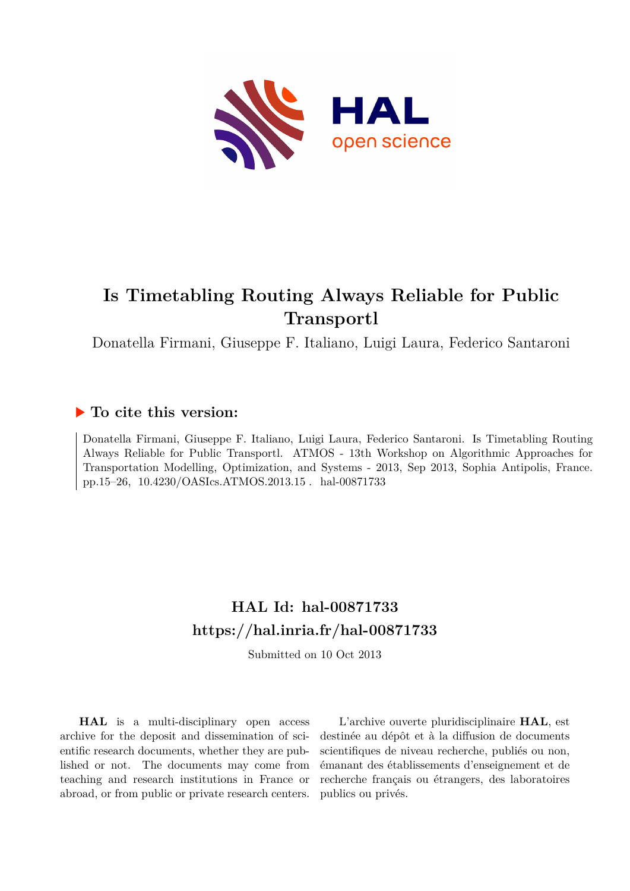# Is Timetabling Routing Always Reliable for Public Transportl

Donatella Firmani, Giuseppe F. Italiano, Luigi Laura, Federico Santaroni

### ▶ To cite this version:

Donatella Firmani, Giuseppe F. Italiano, Luigi Laura, Federico Santaroni. Is Timetabling Routing Always Reliable for Public Transportl. ATMOS - 13th Workshop on Algorithmic Approaches for Transportation Modelling, Optimization, and Systems - 2013, Sep 2013, Sophia Antipolis, France. pp.15–26, 10.4230/OASIcs.ATMOS.2013.15 . hal-00871733

## HAL Id: hal-00871733
## https://hal.inria.fr/hal-00871733

Submitted on 10 Oct 2013

**HAL** is a multi-disciplinary open access archive for the deposit and dissemination of scientific research documents, whether they are published or not. The documents may come from teaching and research institutions in France or abroad, or from public or private research centers.

L'archive ouverte pluridisciplinaire **HAL**, est destinée au dépôt et à la diffusion de documents scientifiques de niveau recherche, publiés ou non, émanant des établissements d'enseignement et de recherche français ou étrangers, des laboratoires publics ou privés.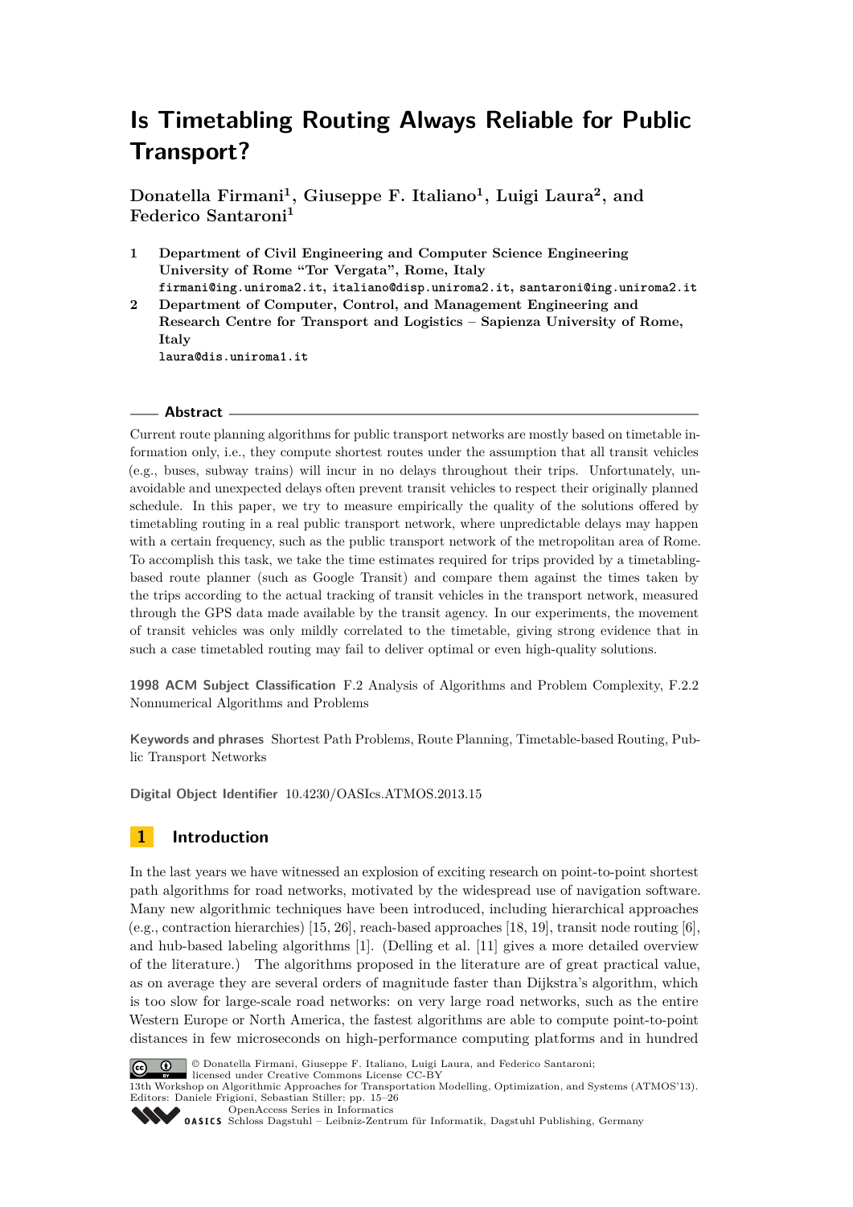# Is Timetabling Routing Always Reliable for Public Transport?

**Donatella Firmani[1], Giuseppe F. Italiano[1], Luigi Laura[2], and Federico Santaroni[1]**

1. **Department of Civil Engineering and Computer Science Engineering University of Rome "Tor Vergata", Rome, Italy**
   firmani@ing.uniroma2.it, italiano@disp.uniroma2.it, santaroni@ing.uniroma2.it
2. **Department of Computer, Control, and Management Engineering and Research Centre for Transport and Logistics – Sapienza University of Rome, Italy**
   laura@dis.uniroma1.it

## Abstract

Current route planning algorithms for public transport networks are mostly based on timetable information only, i.e., they compute shortest routes under the assumption that all transit vehicles (e.g., buses, subway trains) will incur in no delays throughout their trips. Unfortunately, unavoidable and unexpected delays often prevent transit vehicles to respect their originally planned schedule. In this paper, we try to measure empirically the quality of the solutions offered by timetabling routing in a real public transport network, where unpredictable delays may happen with a certain frequency, such as the public transport network of the metropolitan area of Rome. To accomplish this task, we take the time estimates required for trips provided by a timetabling-based route planner (such as Google Transit) and compare them against the times taken by the trips according to the actual tracking of transit vehicles in the transport network, measured through the GPS data made available by the transit agency. In our experiments, the movement of transit vehicles was only mildly correlated to the timetable, giving strong evidence that in such a case timetabled routing may fail to deliver optimal or even high-quality solutions.

**1998 ACM Subject Classification** F.2 Analysis of Algorithms and Problem Complexity, F.2.2 Nonnumerical Algorithms and Problems

**Keywords and phrases** Shortest Path Problems, Route Planning, Timetable-based Routing, Public Transport Networks

**Digital Object Identifier** 10.4230/OASIcs.ATMOS.2013.15

## 1 Introduction

In the last years we have witnessed an explosion of exciting research on point-to-point shortest path algorithms for road networks, motivated by the widespread use of navigation software. Many new algorithmic techniques have been introduced, including hierarchical approaches (e.g., contraction hierarchies) [15, 26], reach-based approaches [18, 19], transit node routing [6], and hub-based labeling algorithms [1]. (Delling et al. [11] gives a more detailed overview of the literature.) The algorithms proposed in the literature are of great practical value, as on average they are several orders of magnitude faster than Dijkstra's algorithm, which is too slow for large-scale road networks: on very large road networks, such as the entire Western Europe or North America, the fastest algorithms are able to compute point-to-point distances in few microseconds on high-performance computing platforms and in hundred

© Donatella Firmani, Giuseppe F. Italiano, Luigi Laura, and Federico Santaroni; licensed under Creative Commons License CC-BY
13th Workshop on Algorithmic Approaches for Transportation Modelling, Optimization, and Systems (ATMOS'13).
Editors: Daniele Frigioni, Sebastian Stiller; pp. 15–26
OpenAccess Series in Informatics
OASICS Schloss Dagstuhl – Leibniz-Zentrum für Informatik, Dagstuhl Publishing, Germany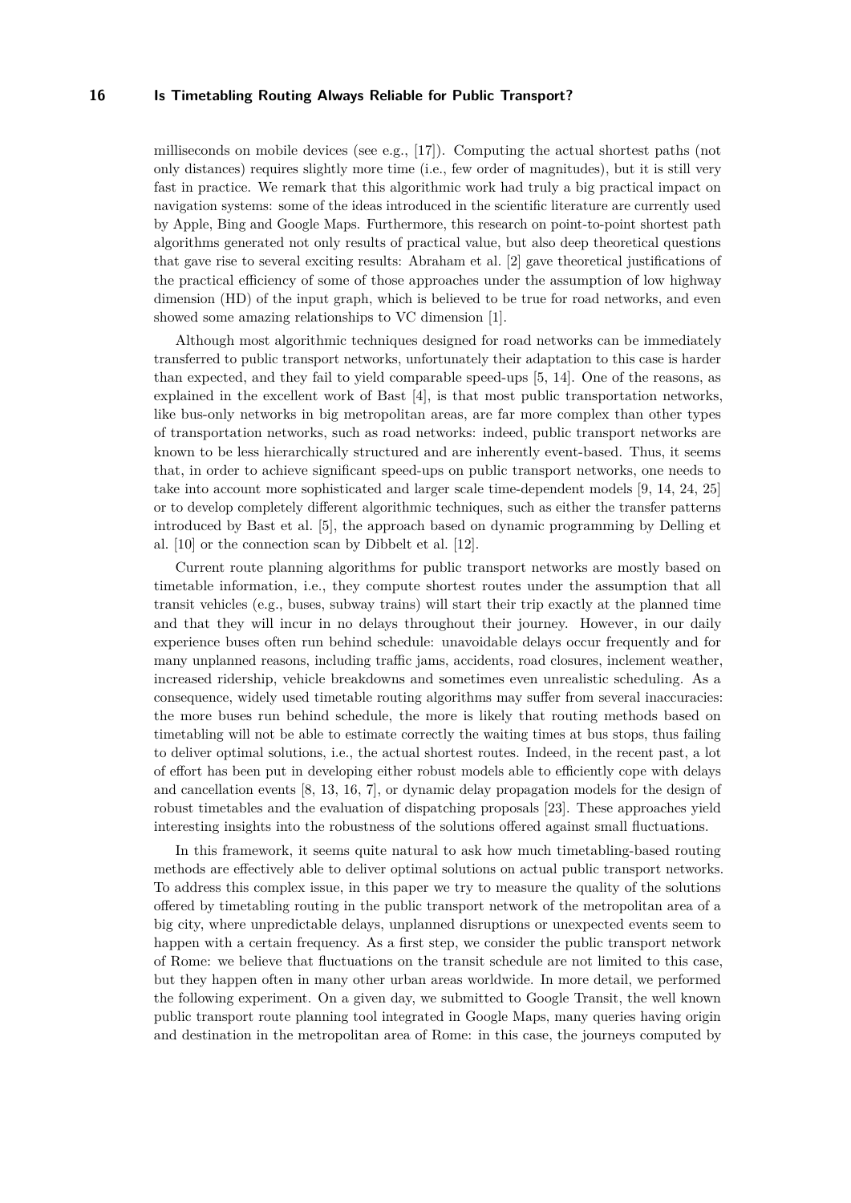milliseconds on mobile devices (see e.g., [17]). Computing the actual shortest paths (not only distances) requires slightly more time (i.e., few order of magnitudes), but it is still very fast in practice. We remark that this algorithmic work had truly a big practical impact on navigation systems: some of the ideas introduced in the scientific literature are currently used by Apple, Bing and Google Maps. Furthermore, this research on point-to-point shortest path algorithms generated not only results of practical value, but also deep theoretical questions that gave rise to several exciting results: Abraham et al. [2] gave theoretical justifications of the practical efficiency of some of those approaches under the assumption of low highway dimension (HD) of the input graph, which is believed to be true for road networks, and even showed some amazing relationships to VC dimension [1].

Although most algorithmic techniques designed for road networks can be immediately transferred to public transport networks, unfortunately their adaptation to this case is harder than expected, and they fail to yield comparable speed-ups [5, 14]. One of the reasons, as explained in the excellent work of Bast [4], is that most public transportation networks, like bus-only networks in big metropolitan areas, are far more complex than other types of transportation networks, such as road networks: indeed, public transport networks are known to be less hierarchically structured and are inherently event-based. Thus, it seems that, in order to achieve significant speed-ups on public transport networks, one needs to take into account more sophisticated and larger scale time-dependent models [9, 14, 24, 25] or to develop completely different algorithmic techniques, such as either the transfer patterns introduced by Bast et al. [5], the approach based on dynamic programming by Delling et al. [10] or the connection scan by Dibbelt et al. [12].

Current route planning algorithms for public transport networks are mostly based on timetable information, i.e., they compute shortest routes under the assumption that all transit vehicles (e.g., buses, subway trains) will start their trip exactly at the planned time and that they will incur in no delays throughout their journey. However, in our daily experience buses often run behind schedule: unavoidable delays occur frequently and for many unplanned reasons, including traffic jams, accidents, road closures, inclement weather, increased ridership, vehicle breakdowns and sometimes even unrealistic scheduling. As a consequence, widely used timetable routing algorithms may suffer from several inaccuracies: the more buses run behind schedule, the more is likely that routing methods based on timetabling will not be able to estimate correctly the waiting times at bus stops, thus failing to deliver optimal solutions, i.e., the actual shortest routes. Indeed, in the recent past, a lot of effort has been put in developing either robust models able to efficiently cope with delays and cancellation events [8, 13, 16, 7], or dynamic delay propagation models for the design of robust timetables and the evaluation of dispatching proposals [23]. These approaches yield interesting insights into the robustness of the solutions offered against small fluctuations.

In this framework, it seems quite natural to ask how much timetabling-based routing methods are effectively able to deliver optimal solutions on actual public transport networks. To address this complex issue, in this paper we try to measure the quality of the solutions offered by timetabling routing in the public transport network of the metropolitan area of a big city, where unpredictable delays, unplanned disruptions or unexpected events seem to happen with a certain frequency. As a first step, we consider the public transport network of Rome: we believe that fluctuations on the transit schedule are not limited to this case, but they happen often in many other urban areas worldwide. In more detail, we performed the following experiment. On a given day, we submitted to Google Transit, the well known public transport route planning tool integrated in Google Maps, many queries having origin and destination in the metropolitan area of Rome: in this case, the journeys computed by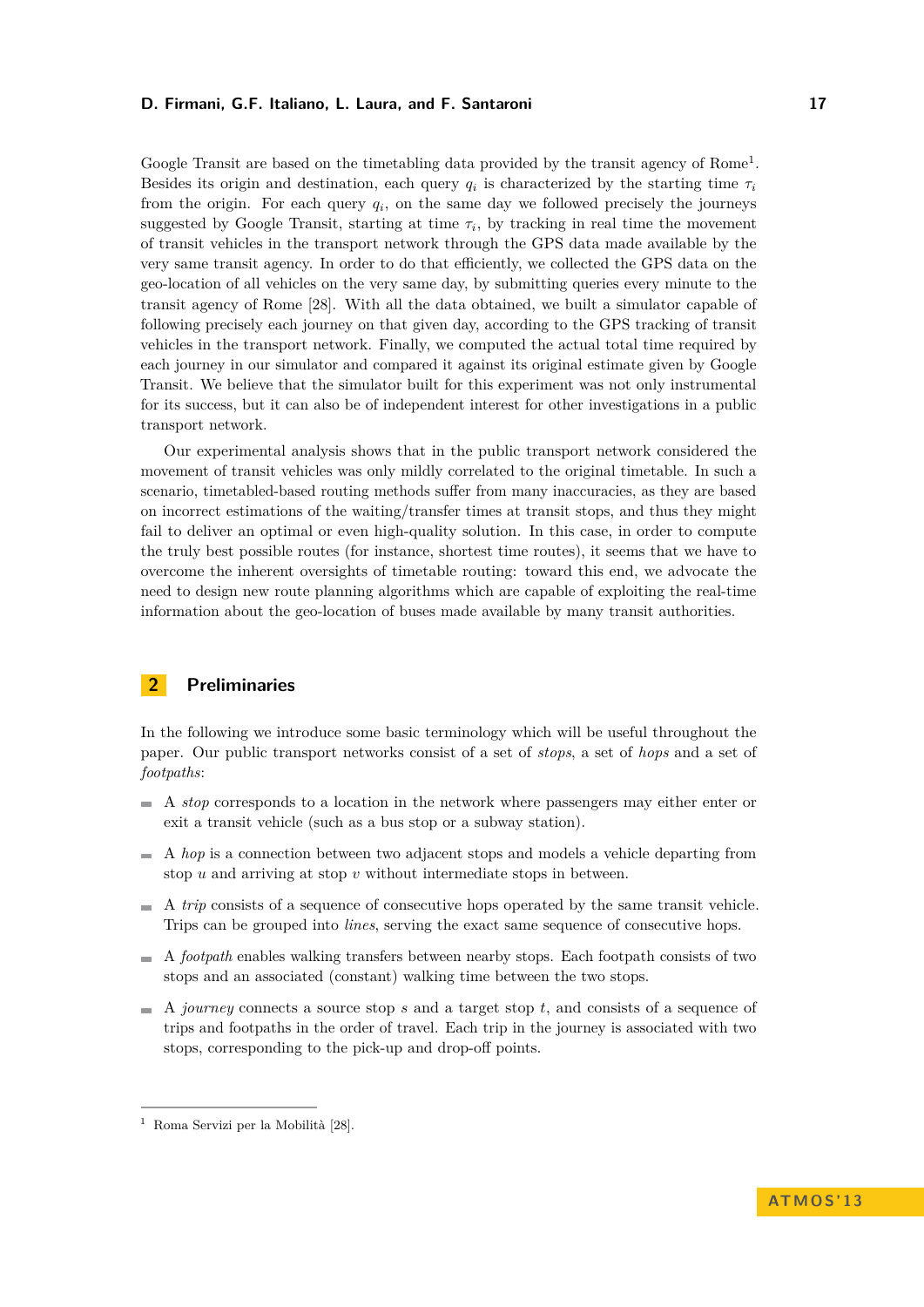Google Transit are based on the timetabling data provided by the transit agency of Rome[1]. Besides its origin and destination, each query $q_i$ is characterized by the starting time $\tau_i$ from the origin. For each query $q_i$, on the same day we followed precisely the journeys suggested by Google Transit, starting at time $\tau_i$, by tracking in real time the movement of transit vehicles in the transport network through the GPS data made available by the very same transit agency. In order to do that efficiently, we collected the GPS data on the geo-location of all vehicles on the very same day, by submitting queries every minute to the transit agency of Rome [28]. With all the data obtained, we built a simulator capable of following precisely each journey on that given day, according to the GPS tracking of transit vehicles in the transport network. Finally, we computed the actual total time required by each journey in our simulator and compared it against its original estimate given by Google Transit. We believe that the simulator built for this experiment was not only instrumental for its success, but it can also be of independent interest for other investigations in a public transport network.

Our experimental analysis shows that in the public transport network considered the movement of transit vehicles was only mildly correlated to the original timetable. In such a scenario, timetabled-based routing methods suffer from many inaccuracies, as they are based on incorrect estimations of the waiting/transfer times at transit stops, and thus they might fail to deliver an optimal or even high-quality solution. In this case, in order to compute the truly best possible routes (for instance, shortest time routes), it seems that we have to overcome the inherent oversights of timetable routing: toward this end, we advocate the need to design new route planning algorithms which are capable of exploiting the real-time information about the geo-location of buses made available by many transit authorities.

## 2 Preliminaries

In the following we introduce some basic terminology which will be useful throughout the paper. Our public transport networks consist of a set of *stops*, a set of *hops* and a set of *footpaths*:

- A *stop* corresponds to a location in the network where passengers may either enter or exit a transit vehicle (such as a bus stop or a subway station).
- A *hop* is a connection between two adjacent stops and models a vehicle departing from stop $u$ and arriving at stop $v$ without intermediate stops in between.
- A *trip* consists of a sequence of consecutive hops operated by the same transit vehicle. Trips can be grouped into *lines*, serving the exact same sequence of consecutive hops.
- A *footpath* enables walking transfers between nearby stops. Each footpath consists of two stops and an associated (constant) walking time between the two stops.
- A *journey* connects a source stop $s$ and a target stop $t$, and consists of a sequence of trips and footpaths in the order of travel. Each trip in the journey is associated with two stops, corresponding to the pick-up and drop-off points.

[1] Roma Servizi per la Mobilità [28].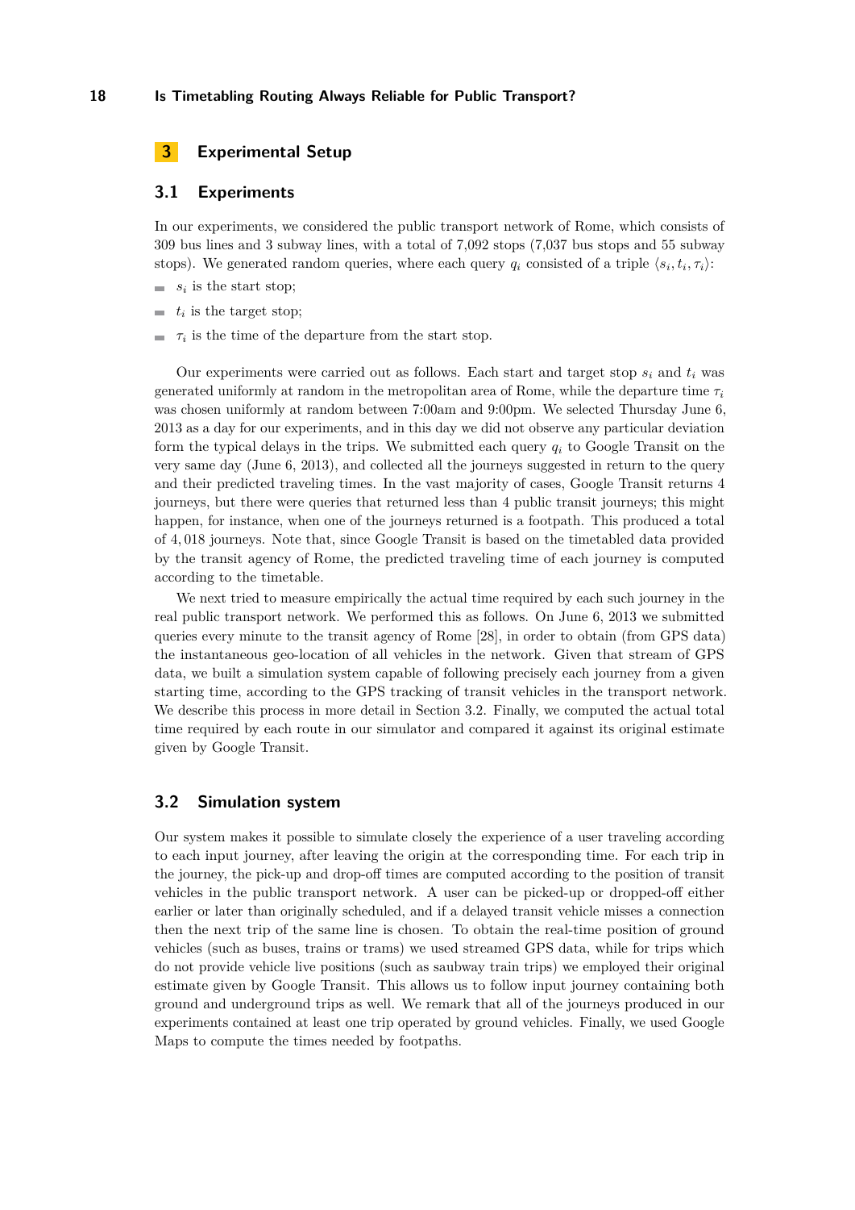## 3 Experimental Setup

### 3.1 Experiments

In our experiments, we considered the public transport network of Rome, which consists of 309 bus lines and 3 subway lines, with a total of 7,092 stops (7,037 bus stops and 55 subway stops). We generated random queries, where each query $q_i$ consisted of a triple $\langle s_i, t_i, \tau_i \rangle$:

- $s_i$ is the start stop;
- $t_i$ is the target stop;
- $\tau_i$ is the time of the departure from the start stop.

Our experiments were carried out as follows. Each start and target stop $s_i$ and $t_i$ was generated uniformly at random in the metropolitan area of Rome, while the departure time $\tau_i$ was chosen uniformly at random between 7:00am and 9:00pm. We selected Thursday June 6, 2013 as a day for our experiments, and in this day we did not observe any particular deviation form the typical delays in the trips. We submitted each query $q_i$ to Google Transit on the very same day (June 6, 2013), and collected all the journeys suggested in return to the query and their predicted traveling times. In the vast majority of cases, Google Transit returns 4 journeys, but there were queries that returned less than 4 public transit journeys; this might happen, for instance, when one of the journeys returned is a footpath. This produced a total of $4,018$ journeys. Note that, since Google Transit is based on the timetabled data provided by the transit agency of Rome, the predicted traveling time of each journey is computed according to the timetable.

We next tried to measure empirically the actual time required by each such journey in the real public transport network. We performed this as follows. On June 6, 2013 we submitted queries every minute to the transit agency of Rome [28], in order to obtain (from GPS data) the instantaneous geo-location of all vehicles in the network. Given that stream of GPS data, we built a simulation system capable of following precisely each journey from a given starting time, according to the GPS tracking of transit vehicles in the transport network. We describe this process in more detail in Section 3.2. Finally, we computed the actual total time required by each route in our simulator and compared it against its original estimate given by Google Transit.

### 3.2 Simulation system

Our system makes it possible to simulate closely the experience of a user traveling according to each input journey, after leaving the origin at the corresponding time. For each trip in the journey, the pick-up and drop-off times are computed according to the position of transit vehicles in the public transport network. A user can be picked-up or dropped-off either earlier or later than originally scheduled, and if a delayed transit vehicle misses a connection then the next trip of the same line is chosen. To obtain the real-time position of ground vehicles (such as buses, trains or trams) we used streamed GPS data, while for trips which do not provide vehicle live positions (such as saubway train trips) we employed their original estimate given by Google Transit. This allows us to follow input journey containing both ground and underground trips as well. We remark that all of the journeys produced in our experiments contained at least one trip operated by ground vehicles. Finally, we used Google Maps to compute the times needed by footpaths.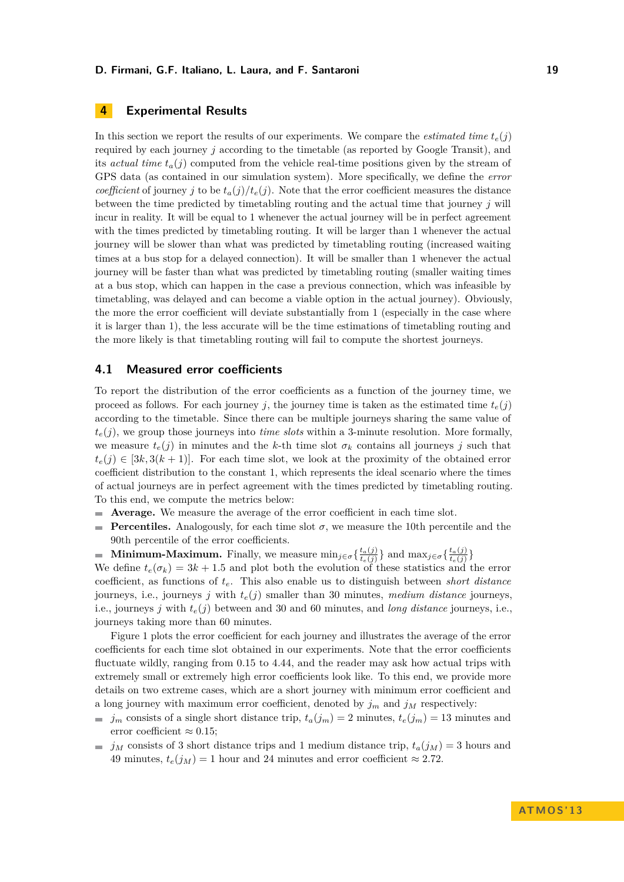## 4 Experimental Results

In this section we report the results of our experiments. We compare the *estimated time* $t_e(j)$ required by each journey $j$ according to the timetable (as reported by Google Transit), and its *actual time* $t_a(j)$ computed from the vehicle real-time positions given by the stream of GPS data (as contained in our simulation system). More specifically, we define the *error coefficient* of journey $j$ to be $t_a(j)/t_e(j)$. Note that the error coefficient measures the distance between the time predicted by timetabling routing and the actual time that journey $j$ will incur in reality. It will be equal to 1 whenever the actual journey will be in perfect agreement with the times predicted by timetabling routing. It will be larger than 1 whenever the actual journey will be slower than what was predicted by timetabling routing (increased waiting times at a bus stop for a delayed connection). It will be smaller than 1 whenever the actual journey will be faster than what was predicted by timetabling routing (smaller waiting times at a bus stop, which can happen in the case a previous connection, which was infeasible by timetabling, was delayed and can become a viable option in the actual journey). Obviously, the more the error coefficient will deviate substantially from 1 (especially in the case where it is larger than 1), the less accurate will be the time estimations of timetabling routing and the more likely is that timetabling routing will fail to compute the shortest journeys.

### 4.1 Measured error coefficients

To report the distribution of the error coefficients as a function of the journey time, we proceed as follows. For each journey $j$, the journey time is taken as the estimated time $t_e(j)$ according to the timetable. Since there can be multiple journeys sharing the same value of $t_e(j)$, we group those journeys into *time slots* within a 3-minute resolution. More formally, we measure $t_e(j)$ in minutes and the $k$-th time slot $\sigma_k$ contains all journeys $j$ such that $t_e(j) \in [3k, 3(k+1)]$. For each time slot, we look at the proximity of the obtained error coefficient distribution to the constant 1, which represents the ideal scenario where the times of actual journeys are in perfect agreement with the times predicted by timetabling routing. To this end, we compute the metrics below:

- **Average.** We measure the average of the error coefficient in each time slot.
- **Percentiles.** Analogously, for each time slot $\sigma$, we measure the 10th percentile and the 90th percentile of the error coefficients.
- **Minimum-Maximum.** Finally, we measure $\min_{j \in \sigma}\{\frac{t_a(j)}{t_e(j)}\}$ and $\max_{j \in \sigma}\{\frac{t_a(j)}{t_e(j)}\}$

We define $t_e(\sigma_k) = 3k + 1.5$ and plot both the evolution of these statistics and the error coefficient, as functions of $t_e$. This also enable us to distinguish between *short distance* journeys, i.e., journeys $j$ with $t_e(j)$ smaller than 30 minutes, *medium distance* journeys, i.e., journeys $j$ with $t_e(j)$ between and 30 and 60 minutes, and *long distance* journeys, i.e., journeys taking more than 60 minutes.

Figure 1 plots the error coefficient for each journey and illustrates the average of the error coefficients for each time slot obtained in our experiments. Note that the error coefficients fluctuate wildly, ranging from 0.15 to 4.44, and the reader may ask how actual trips with extremely small or extremely high error coefficients look like. To this end, we provide more details on two extreme cases, which are a short journey with minimum error coefficient and a long journey with maximum error coefficient, denoted by $j_m$ and $j_M$ respectively:

- $j_m$ consists of a single short distance trip, $t_a(j_m) = 2$ minutes, $t_e(j_m) = 13$ minutes and error coefficient $\approx 0.15$;
- $j_M$ consists of 3 short distance trips and 1 medium distance trip, $t_a(j_M) = 3$ hours and 49 minutes, $t_e(j_M) = 1$ hour and 24 minutes and error coefficient $\approx 2.72$.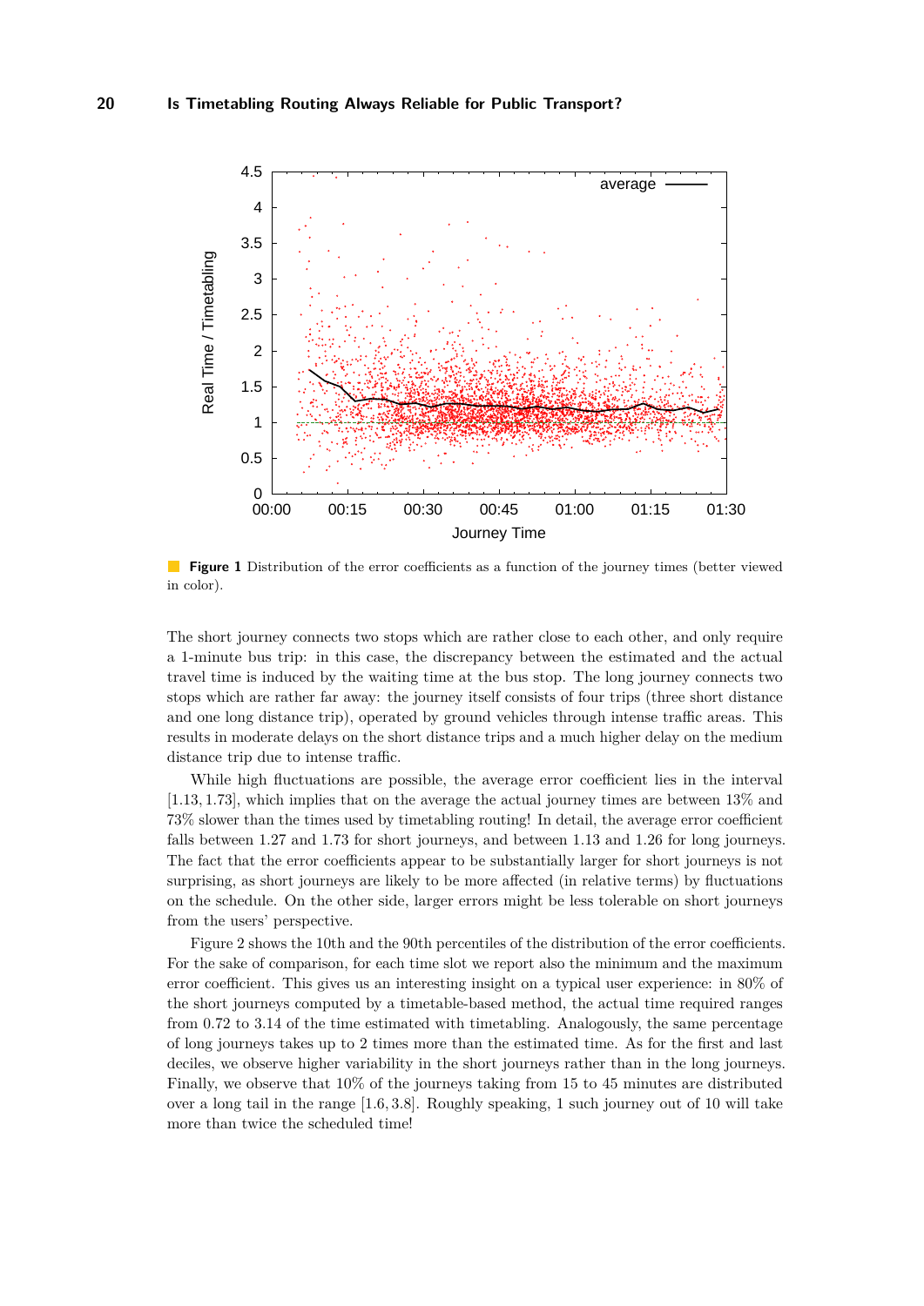**Figure 1** Distribution of the error coefficients as a function of the journey times (better viewed in color).

The short journey connects two stops which are rather close to each other, and only require a 1-minute bus trip: in this case, the discrepancy between the estimated and the actual travel time is induced by the waiting time at the bus stop. The long journey connects two stops which are rather far away: the journey itself consists of four trips (three short distance and one long distance trip), operated by ground vehicles through intense traffic areas. This results in moderate delays on the short distance trips and a much higher delay on the medium distance trip due to intense traffic.

While high fluctuations are possible, the average error coefficient lies in the interval $[1.13, 1.73]$, which implies that on the average the actual journey times are between 13% and 73% slower than the times used by timetabling routing! In detail, the average error coefficient falls between 1.27 and 1.73 for short journeys, and between 1.13 and 1.26 for long journeys. The fact that the error coefficients appear to be substantially larger for short journeys is not surprising, as short journeys are likely to be more affected (in relative terms) by fluctuations on the schedule. On the other side, larger errors might be less tolerable on short journeys from the users' perspective.

Figure 2 shows the 10th and the 90th percentiles of the distribution of the error coefficients. For the sake of comparison, for each time slot we report also the minimum and the maximum error coefficient. This gives us an interesting insight on a typical user experience: in 80% of the short journeys computed by a timetable-based method, the actual time required ranges from 0.72 to 3.14 of the time estimated with timetabling. Analogously, the same percentage of long journeys takes up to 2 times more than the estimated time. As for the first and last deciles, we observe higher variability in the short journeys rather than in the long journeys. Finally, we observe that 10% of the journeys taking from 15 to 45 minutes are distributed over a long tail in the range $[1.6, 3.8]$. Roughly speaking, 1 such journey out of 10 will take more than twice the scheduled time!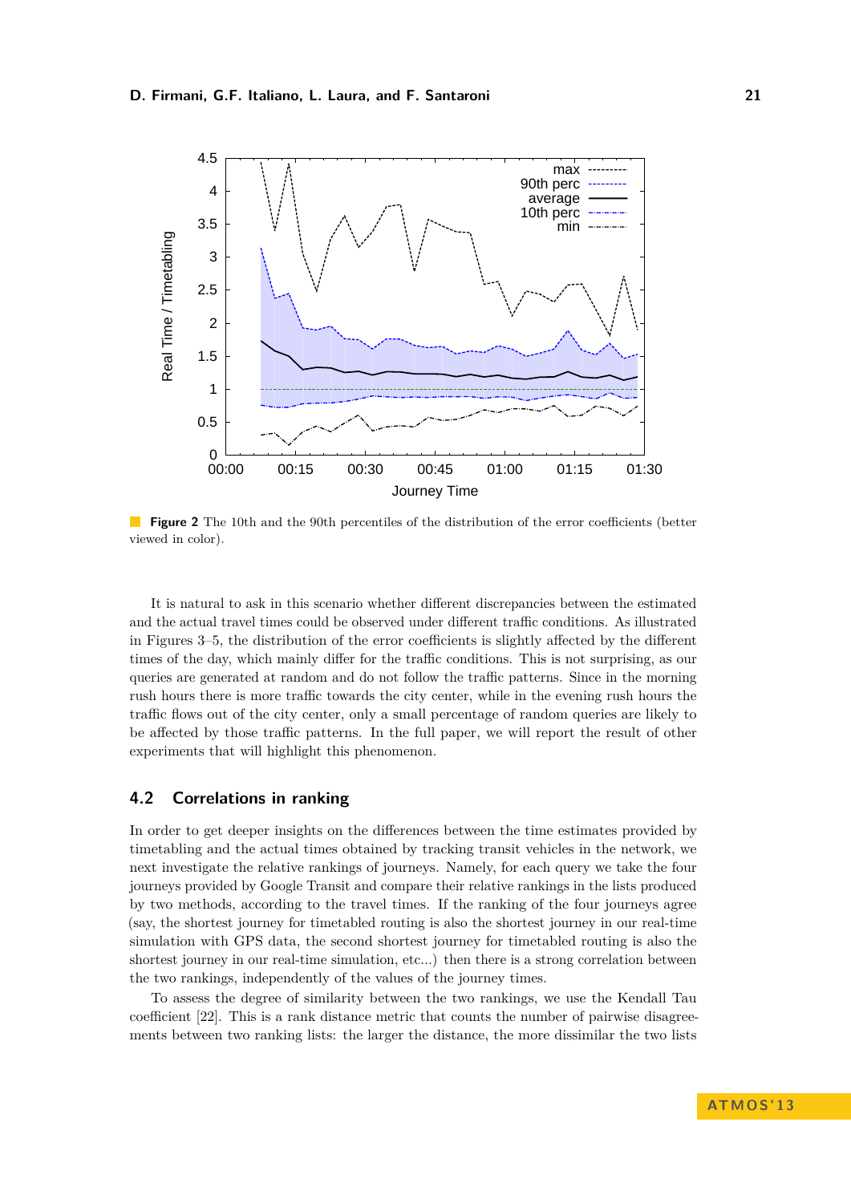**Figure 2** The 10th and the 90th percentiles of the distribution of the error coefficients (better viewed in color).

It is natural to ask in this scenario whether different discrepancies between the estimated and the actual travel times could be observed under different traffic conditions. As illustrated in Figures 3–5, the distribution of the error coefficients is slightly affected by the different times of the day, which mainly differ for the traffic conditions. This is not surprising, as our queries are generated at random and do not follow the traffic patterns. Since in the morning rush hours there is more traffic towards the city center, while in the evening rush hours the traffic flows out of the city center, only a small percentage of random queries are likely to be affected by those traffic patterns. In the full paper, we will report the result of other experiments that will highlight this phenomenon.

## 4.2 Correlations in ranking

In order to get deeper insights on the differences between the time estimates provided by timetabling and the actual times obtained by tracking transit vehicles in the network, we next investigate the relative rankings of journeys. Namely, for each query we take the four journeys provided by Google Transit and compare their relative rankings in the lists produced by two methods, according to the travel times. If the ranking of the four journeys agree (say, the shortest journey for timetabled routing is also the shortest journey in our real-time simulation with GPS data, the second shortest journey for timetabled routing is also the shortest journey in our real-time simulation, etc...) then there is a strong correlation between the two rankings, independently of the values of the journey times.

To assess the degree of similarity between the two rankings, we use the Kendall Tau coefficient [22]. This is a rank distance metric that counts the number of pairwise disagreements between two ranking lists: the larger the distance, the more dissimilar the two lists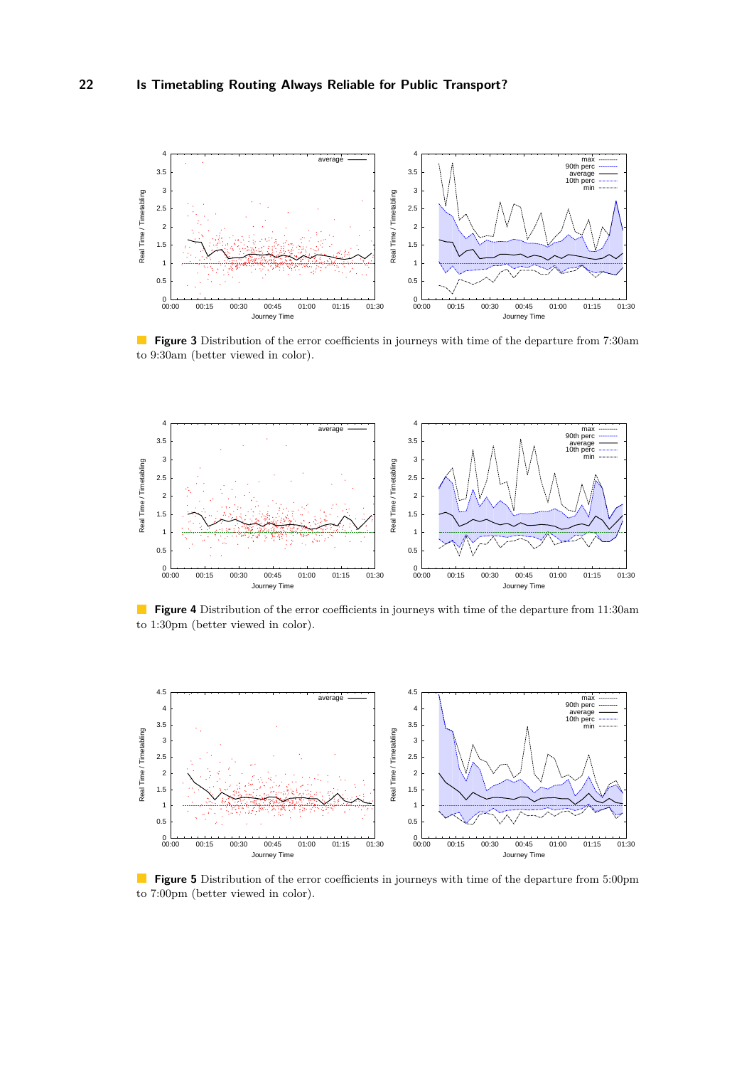**Figure 3** Distribution of the error coefficients in journeys with time of the departure from 7:30am to 9:30am (better viewed in color).

**Figure 4** Distribution of the error coefficients in journeys with time of the departure from 11:30am to 1:30pm (better viewed in color).

**Figure 5** Distribution of the error coefficients in journeys with time of the departure from 5:00pm to 7:00pm (better viewed in color).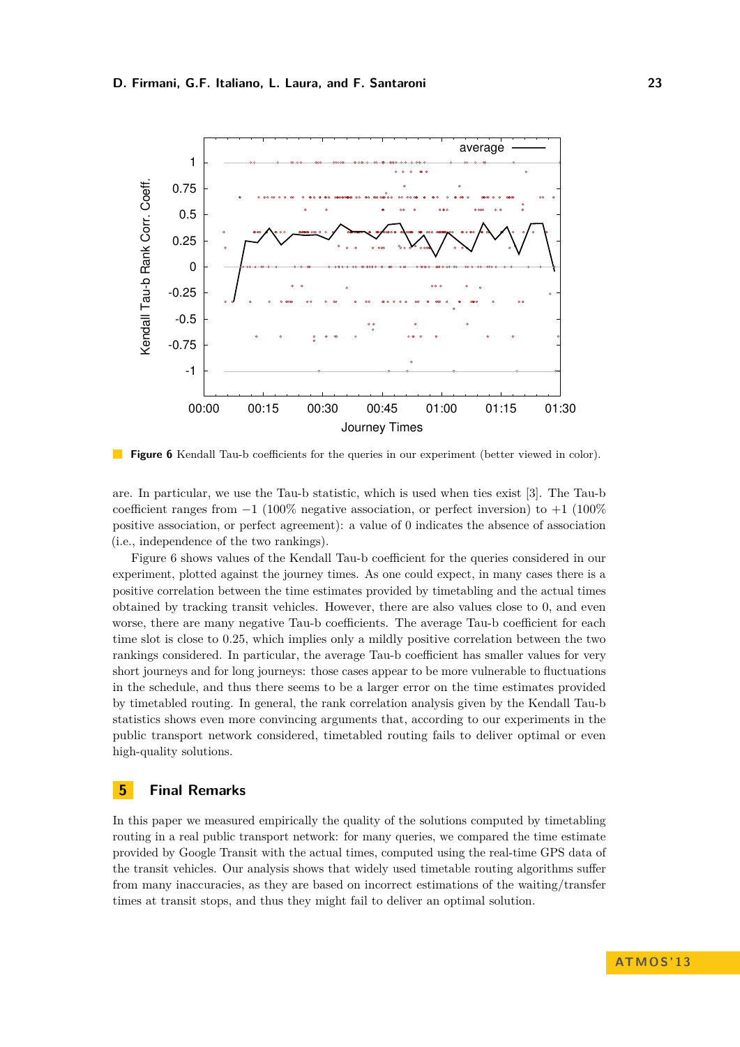**Figure 6** Kendall Tau-b coefficients for the queries in our experiment (better viewed in color).

are. In particular, we use the Tau-b statistic, which is used when ties exist [3]. The Tau-b coefficient ranges from $-1$ (100% negative association, or perfect inversion) to $+1$ (100% positive association, or perfect agreement): a value of 0 indicates the absence of association (i.e., independence of the two rankings).

Figure 6 shows values of the Kendall Tau-b coefficient for the queries considered in our experiment, plotted against the journey times. As one could expect, in many cases there is a positive correlation between the time estimates provided by timetabling and the actual times obtained by tracking transit vehicles. However, there are also values close to 0, and even worse, there are many negative Tau-b coefficients. The average Tau-b coefficient for each time slot is close to 0.25, which implies only a mildly positive correlation between the two rankings considered. In particular, the average Tau-b coefficient has smaller values for very short journeys and for long journeys: those cases appear to be more vulnerable to fluctuations in the schedule, and thus there seems to be a larger error on the time estimates provided by timetabled routing. In general, the rank correlation analysis given by the Kendall Tau-b statistics shows even more convincing arguments that, according to our experiments in the public transport network considered, timetabled routing fails to deliver optimal or even high-quality solutions.

## 5 Final Remarks

In this paper we measured empirically the quality of the solutions computed by timetabling routing in a real public transport network: for many queries, we compared the time estimate provided by Google Transit with the actual times, computed using the real-time GPS data of the transit vehicles. Our analysis shows that widely used timetable routing algorithms suffer from many inaccuracies, as they are based on incorrect estimations of the waiting/transfer times at transit stops, and thus they might fail to deliver an optimal solution.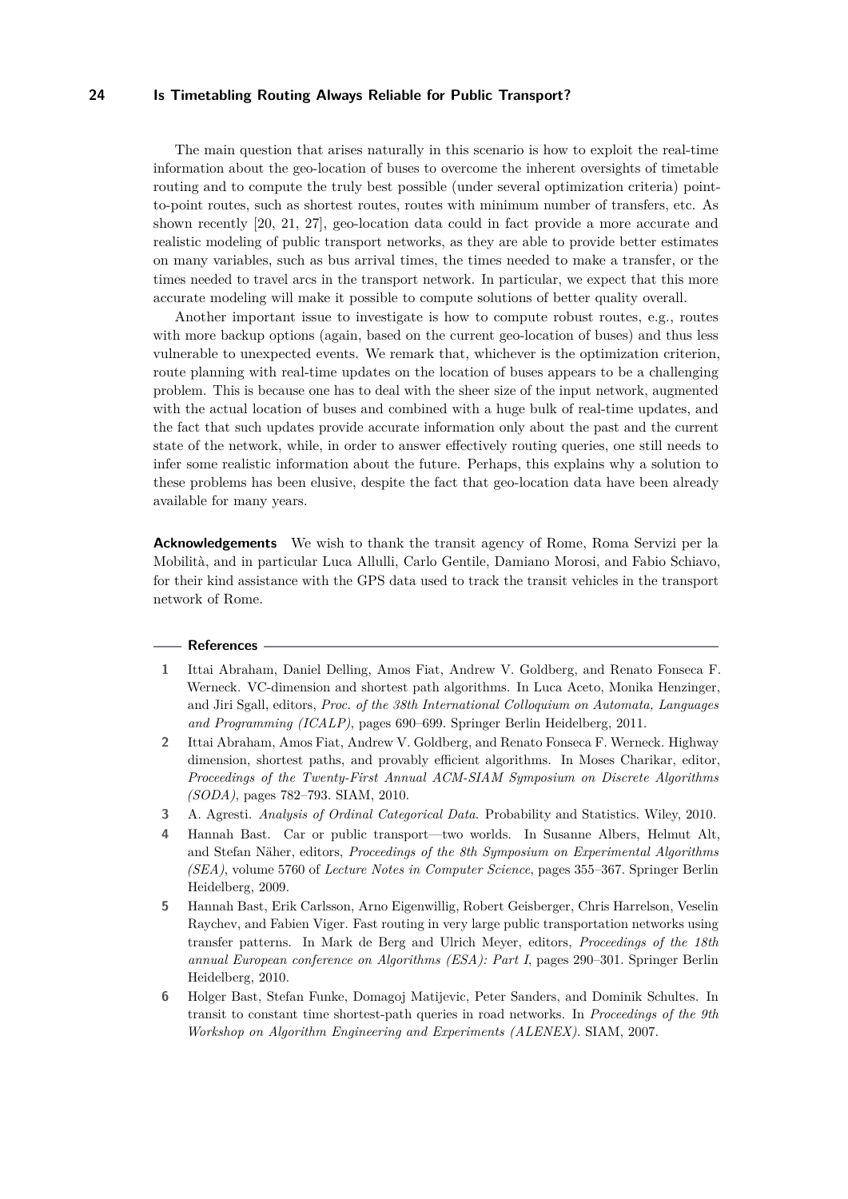The main question that arises naturally in this scenario is how to exploit the real-time information about the geo-location of buses to overcome the inherent oversights of timetable routing and to compute the truly best possible (under several optimization criteria) point-to-point routes, such as shortest routes, routes with minimum number of transfers, etc. As shown recently [20, 21, 27], geo-location data could in fact provide a more accurate and realistic modeling of public transport networks, as they are able to provide better estimates on many variables, such as bus arrival times, the times needed to make a transfer, or the times needed to travel arcs in the transport network. In particular, we expect that this more accurate modeling will make it possible to compute solutions of better quality overall.

Another important issue to investigate is how to compute robust routes, e.g., routes with more backup options (again, based on the current geo-location of buses) and thus less vulnerable to unexpected events. We remark that, whichever is the optimization criterion, route planning with real-time updates on the location of buses appears to be a challenging problem. This is because one has to deal with the sheer size of the input network, augmented with the actual location of buses and combined with a huge bulk of real-time updates, and the fact that such updates provide accurate information only about the past and the current state of the network, while, in order to answer effectively routing queries, one still needs to infer some realistic information about the future. Perhaps, this explains why a solution to these problems has been elusive, despite the fact that geo-location data have been already available for many years.

**Acknowledgements** We wish to thank the transit agency of Rome, Roma Servizi per la Mobilità, and in particular Luca Allulli, Carlo Gentile, Damiano Morosi, and Fabio Schiavo, for their kind assistance with the GPS data used to track the transit vehicles in the transport network of Rome.

## References

1. Ittai Abraham, Daniel Delling, Amos Fiat, Andrew V. Goldberg, and Renato Fonseca F. Werneck. VC-dimension and shortest path algorithms. In Luca Aceto, Monika Henzinger, and Jiri Sgall, editors, *Proc. of the 38th International Colloquium on Automata, Languages and Programming (ICALP)*, pages 690–699. Springer Berlin Heidelberg, 2011.
2. Ittai Abraham, Amos Fiat, Andrew V. Goldberg, and Renato Fonseca F. Werneck. Highway dimension, shortest paths, and provably efficient algorithms. In Moses Charikar, editor, *Proceedings of the Twenty-First Annual ACM-SIAM Symposium on Discrete Algorithms (SODA)*, pages 782–793. SIAM, 2010.
3. A. Agresti. *Analysis of Ordinal Categorical Data*. Probability and Statistics. Wiley, 2010.
4. Hannah Bast. Car or public transport—two worlds. In Susanne Albers, Helmut Alt, and Stefan Näher, editors, *Proceedings of the 8th Symposium on Experimental Algorithms (SEA)*, volume 5760 of *Lecture Notes in Computer Science*, pages 355–367. Springer Berlin Heidelberg, 2009.
5. Hannah Bast, Erik Carlsson, Arno Eigenwillig, Robert Geisberger, Chris Harrelson, Veselin Raychev, and Fabien Viger. Fast routing in very large public transportation networks using transfer patterns. In Mark de Berg and Ulrich Meyer, editors, *Proceedings of the 18th annual European conference on Algorithms (ESA): Part I*, pages 290–301. Springer Berlin Heidelberg, 2010.
6. Holger Bast, Stefan Funke, Domagoj Matijevic, Peter Sanders, and Dominik Schultes. In transit to constant time shortest-path queries in road networks. In *Proceedings of the 9th Workshop on Algorithm Engineering and Experiments (ALENEX)*. SIAM, 2007.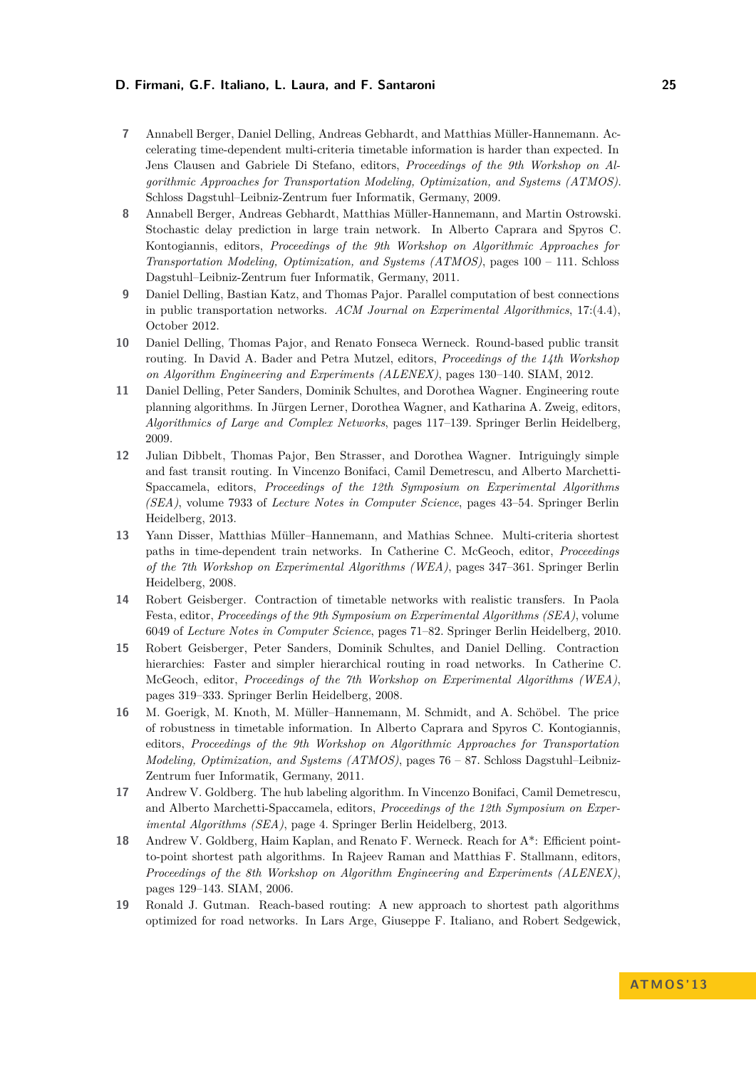**7** Annabell Berger, Daniel Delling, Andreas Gebhardt, and Matthias Müller-Hannemann. Accelerating time-dependent multi-criteria timetable information is harder than expected. In Jens Clausen and Gabriele Di Stefano, editors, *Proceedings of the 9th Workshop on Algorithmic Approaches for Transportation Modeling, Optimization, and Systems (ATMOS)*. Schloss Dagstuhl–Leibniz-Zentrum fuer Informatik, Germany, 2009.

**8** Annabell Berger, Andreas Gebhardt, Matthias Müller-Hannemann, and Martin Ostrowski. Stochastic delay prediction in large train network. In Alberto Caprara and Spyros C. Kontogiannis, editors, *Proceedings of the 9th Workshop on Algorithmic Approaches for Transportation Modeling, Optimization, and Systems (ATMOS)*, pages 100 – 111. Schloss Dagstuhl–Leibniz-Zentrum fuer Informatik, Germany, 2011.

**9** Daniel Delling, Bastian Katz, and Thomas Pajor. Parallel computation of best connections in public transportation networks. *ACM Journal on Experimental Algorithmics*, 17:(4.4), October 2012.

**10** Daniel Delling, Thomas Pajor, and Renato Fonseca Werneck. Round-based public transit routing. In David A. Bader and Petra Mutzel, editors, *Proceedings of the 14th Workshop on Algorithm Engineering and Experiments (ALENEX)*, pages 130–140. SIAM, 2012.

**11** Daniel Delling, Peter Sanders, Dominik Schultes, and Dorothea Wagner. Engineering route planning algorithms. In Jürgen Lerner, Dorothea Wagner, and Katharina A. Zweig, editors, *Algorithmics of Large and Complex Networks*, pages 117–139. Springer Berlin Heidelberg, 2009.

**12** Julian Dibbelt, Thomas Pajor, Ben Strasser, and Dorothea Wagner. Intriguingly simple and fast transit routing. In Vincenzo Bonifaci, Camil Demetrescu, and Alberto Marchetti-Spaccamela, editors, *Proceedings of the 12th Symposium on Experimental Algorithms (SEA)*, volume 7933 of *Lecture Notes in Computer Science*, pages 43–54. Springer Berlin Heidelberg, 2013.

**13** Yann Disser, Matthias Müller–Hannemann, and Mathias Schnee. Multi-criteria shortest paths in time-dependent train networks. In Catherine C. McGeoch, editor, *Proceedings of the 7th Workshop on Experimental Algorithms (WEA)*, pages 347–361. Springer Berlin Heidelberg, 2008.

**14** Robert Geisberger. Contraction of timetable networks with realistic transfers. In Paola Festa, editor, *Proceedings of the 9th Symposium on Experimental Algorithms (SEA)*, volume 6049 of *Lecture Notes in Computer Science*, pages 71–82. Springer Berlin Heidelberg, 2010.

**15** Robert Geisberger, Peter Sanders, Dominik Schultes, and Daniel Delling. Contraction hierarchies: Faster and simpler hierarchical routing in road networks. In Catherine C. McGeoch, editor, *Proceedings of the 7th Workshop on Experimental Algorithms (WEA)*, pages 319–333. Springer Berlin Heidelberg, 2008.

**16** M. Goerigk, M. Knoth, M. Müller–Hannemann, M. Schmidt, and A. Schöbel. The price of robustness in timetable information. In Alberto Caprara and Spyros C. Kontogiannis, editors, *Proceedings of the 9th Workshop on Algorithmic Approaches for Transportation Modeling, Optimization, and Systems (ATMOS)*, pages 76 – 87. Schloss Dagstuhl–Leibniz-Zentrum fuer Informatik, Germany, 2011.

**17** Andrew V. Goldberg. The hub labeling algorithm. In Vincenzo Bonifaci, Camil Demetrescu, and Alberto Marchetti-Spaccamela, editors, *Proceedings of the 12th Symposium on Experimental Algorithms (SEA)*, page 4. Springer Berlin Heidelberg, 2013.

**18** Andrew V. Goldberg, Haim Kaplan, and Renato F. Werneck. Reach for A*: Efficient point-to-point shortest path algorithms. In Rajeev Raman and Matthias F. Stallmann, editors, *Proceedings of the 8th Workshop on Algorithm Engineering and Experiments (ALENEX)*, pages 129–143. SIAM, 2006.

**19** Ronald J. Gutman. Reach-based routing: A new approach to shortest path algorithms optimized for road networks. In Lars Arge, Giuseppe F. Italiano, and Robert Sedgewick,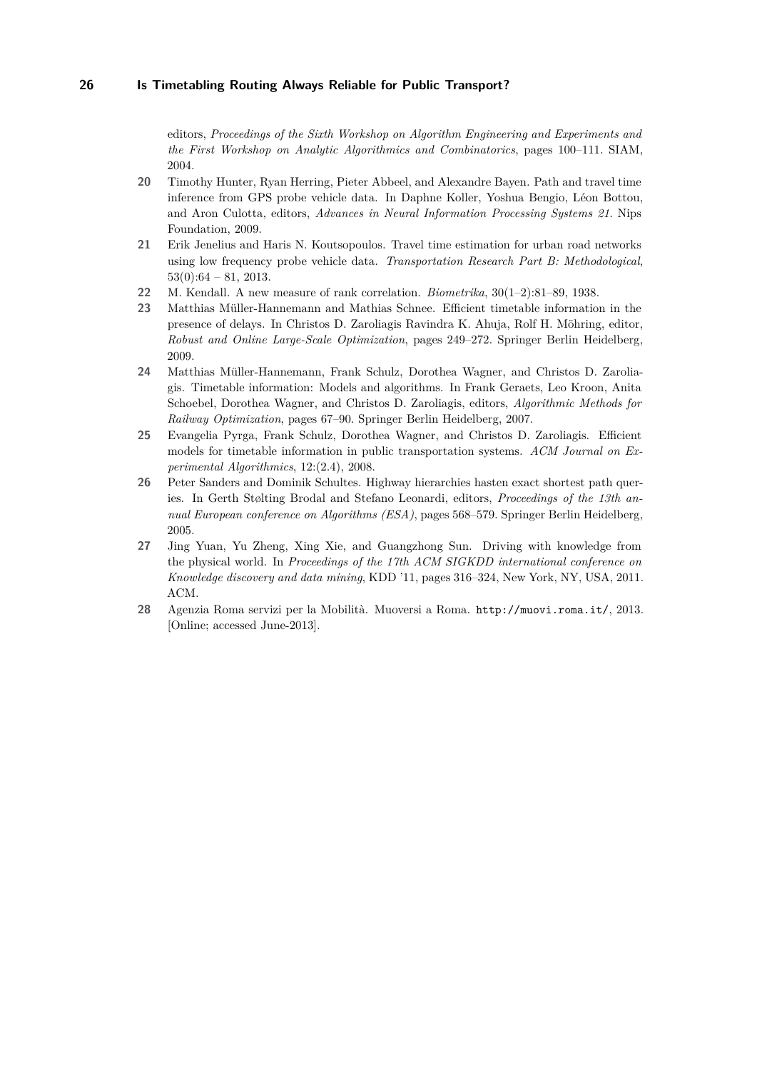editors, *Proceedings of the Sixth Workshop on Algorithm Engineering and Experiments and the First Workshop on Analytic Algorithmics and Combinatorics*, pages 100–111. SIAM, 2004.

**20** Timothy Hunter, Ryan Herring, Pieter Abbeel, and Alexandre Bayen. Path and travel time inference from GPS probe vehicle data. In Daphne Koller, Yoshua Bengio, Léon Bottou, and Aron Culotta, editors, *Advances in Neural Information Processing Systems 21*. Nips Foundation, 2009.

**21** Erik Jenelius and Haris N. Koutsopoulos. Travel time estimation for urban road networks using low frequency probe vehicle data. *Transportation Research Part B: Methodological*, 53(0):64 – 81, 2013.

**22** M. Kendall. A new measure of rank correlation. *Biometrika*, 30(1–2):81–89, 1938.

**23** Matthias Müller-Hannemann and Mathias Schnee. Efficient timetable information in the presence of delays. In Christos D. Zaroliagis Ravindra K. Ahuja, Rolf H. Möhring, editor, *Robust and Online Large-Scale Optimization*, pages 249–272. Springer Berlin Heidelberg, 2009.

**24** Matthias Müller-Hannemann, Frank Schulz, Dorothea Wagner, and Christos D. Zaroliagis. Timetable information: Models and algorithms. In Frank Geraets, Leo Kroon, Anita Schoebel, Dorothea Wagner, and Christos D. Zaroliagis, editors, *Algorithmic Methods for Railway Optimization*, pages 67–90. Springer Berlin Heidelberg, 2007.

**25** Evangelia Pyrga, Frank Schulz, Dorothea Wagner, and Christos D. Zaroliagis. Efficient models for timetable information in public transportation systems. *ACM Journal on Experimental Algorithmics*, 12:(2.4), 2008.

**26** Peter Sanders and Dominik Schultes. Highway hierarchies hasten exact shortest path queries. In Gerth Stølting Brodal and Stefano Leonardi, editors, *Proceedings of the 13th annual European conference on Algorithms (ESA)*, pages 568–579. Springer Berlin Heidelberg, 2005.

**27** Jing Yuan, Yu Zheng, Xing Xie, and Guangzhong Sun. Driving with knowledge from the physical world. In *Proceedings of the 17th ACM SIGKDD international conference on Knowledge discovery and data mining*, KDD '11, pages 316–324, New York, NY, USA, 2011. ACM.

**28** Agenzia Roma servizi per la Mobilità. Muoversi a Roma. `http://muovi.roma.it/`, 2013. [Online; accessed June-2013].